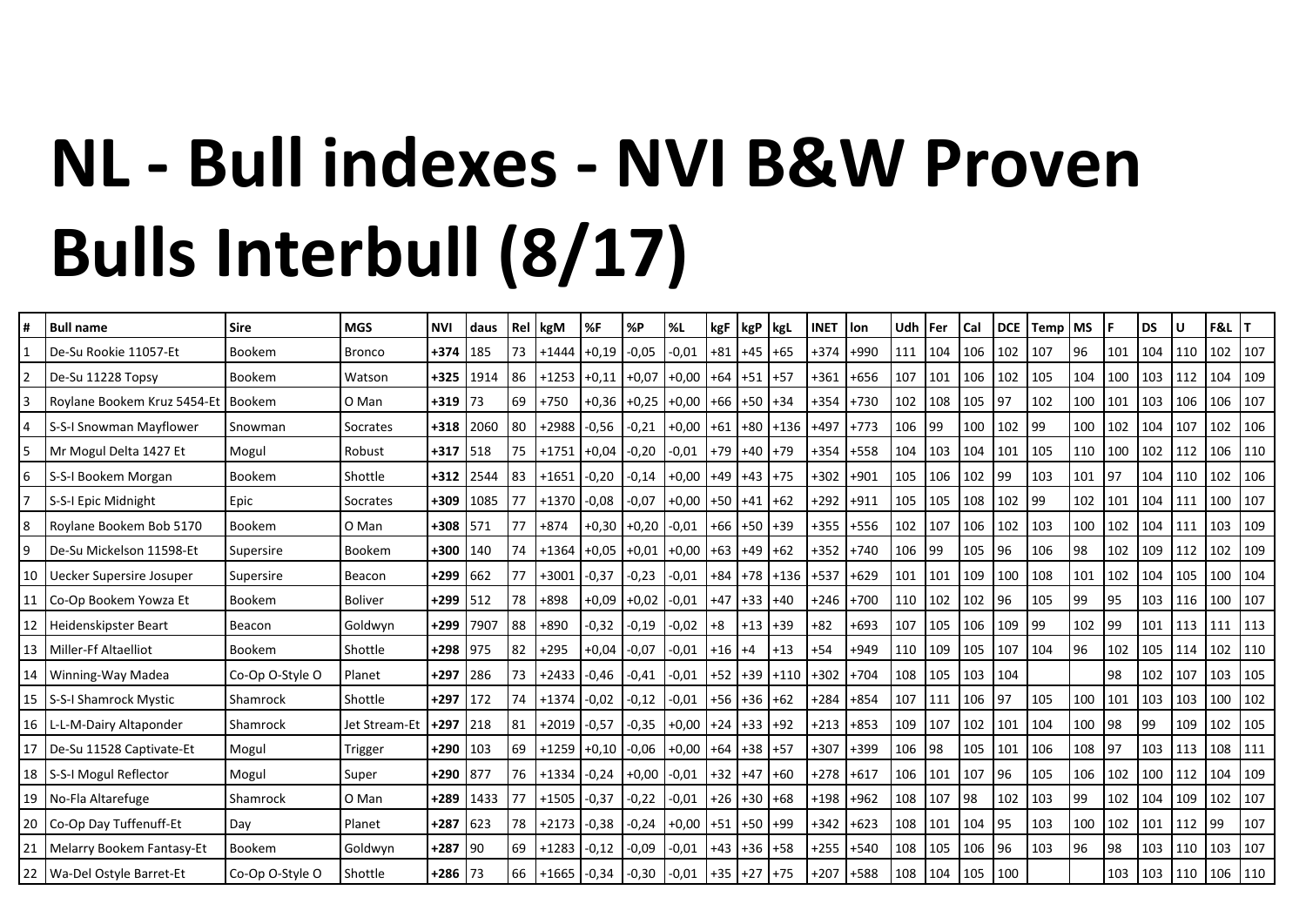# NL - Bull indexes - NVI B&W Proven Bulls Interbull (8/17)

| # | Bull name | Sire | MGS | NVI | daus | Rel | kgM | %F | %P | %L | kgF | kgP | kgL | INET | lon | Udh | Fer | Cal | DCE | Temp | MS | F | DS | U | F&L | T |
|---|---|---|---|---|---|---|---|---|---|---|---|---|---|---|---|---|---|---|---|---|---|---|---|---|---|---|
| 1 | De-Su Rookie 11057-Et | Bookem | Bronco | **+374** | 185 | 73 | +1444 | +0,19 | -0,05 | -0,01 | +81 | +45 | +65 | +374 | +990 | 111 | 104 | 106 | 102 | 107 | 96 | 101 | 104 | 110 | 102 | 107 |
| 2 | De-Su 11228 Topsy | Bookem | Watson | **+325** | 1914 | 86 | +1253 | +0,11 | +0,07 | +0,00 | +64 | +51 | +57 | +361 | +656 | 107 | 101 | 106 | 102 | 105 | 104 | 100 | 103 | 112 | 104 | 109 |
| 3 | Roylane Bookem Kruz 5454-Et | Bookem | O Man | **+319** | 73 | 69 | +750 | +0,36 | +0,25 | +0,00 | +66 | +50 | +34 | +354 | +730 | 102 | 108 | 105 | 97 | 102 | 100 | 101 | 103 | 106 | 106 | 107 |
| 4 | S-S-I Snowman Mayflower | Snowman | Socrates | **+318** | 2060 | 80 | +2988 | -0,56 | -0,21 | +0,00 | +61 | +80 | +136 | +497 | +773 | 106 | 99 | 100 | 102 | 99 | 100 | 102 | 104 | 107 | 102 | 106 |
| 5 | Mr Mogul Delta 1427 Et | Mogul | Robust | **+317** | 518 | 75 | +1751 | +0,04 | -0,20 | -0,01 | +79 | +40 | +79 | +354 | +558 | 104 | 103 | 104 | 101 | 105 | 110 | 100 | 102 | 112 | 106 | 110 |
| 6 | S-S-I Bookem Morgan | Bookem | Shottle | **+312** | 2544 | 83 | +1651 | -0,20 | -0,14 | +0,00 | +49 | +43 | +75 | +302 | +901 | 105 | 106 | 102 | 99 | 103 | 101 | 97 | 104 | 110 | 102 | 106 |
| 7 | S-S-I Epic Midnight | Epic | Socrates | **+309** | 1085 | 77 | +1370 | -0,08 | -0,07 | +0,00 | +50 | +41 | +62 | +292 | +911 | 105 | 105 | 108 | 102 | 99 | 102 | 101 | 104 | 111 | 100 | 107 |
| 8 | Roylane Bookem Bob 5170 | Bookem | O Man | **+308** | 571 | 77 | +874 | +0,30 | +0,20 | -0,01 | +66 | +50 | +39 | +355 | +556 | 102 | 107 | 106 | 102 | 103 | 100 | 102 | 104 | 111 | 103 | 109 |
| 9 | De-Su Mickelson 11598-Et | Supersire | Bookem | **+300** | 140 | 74 | +1364 | +0,05 | +0,01 | +0,00 | +63 | +49 | +62 | +352 | +740 | 106 | 99 | 105 | 96 | 106 | 98 | 102 | 109 | 112 | 102 | 109 |
| 10 | Uecker Supersire Josuper | Supersire | Beacon | **+299** | 662 | 77 | +3001 | -0,37 | -0,23 | -0,01 | +84 | +78 | +136 | +537 | +629 | 101 | 101 | 109 | 100 | 108 | 101 | 102 | 104 | 105 | 100 | 104 |
| 11 | Co-Op Bookem Yowza Et | Bookem | Boliver | **+299** | 512 | 78 | +898 | +0,09 | +0,02 | -0,01 | +47 | +33 | +40 | +246 | +700 | 110 | 102 | 102 | 96 | 105 | 99 | 95 | 103 | 116 | 100 | 107 |
| 12 | Heidenskipster Beart | Beacon | Goldwyn | **+299** | 7907 | 88 | +890 | -0,32 | -0,19 | -0,02 | +8 | +13 | +39 | +82 | +693 | 107 | 105 | 106 | 109 | 99 | 102 | 99 | 101 | 113 | 111 | 113 |
| 13 | Miller-Ff Altaelliot | Bookem | Shottle | **+298** | 975 | 82 | +295 | +0,04 | -0,07 | -0,01 | +16 | +4 | +13 | +54 | +949 | 110 | 109 | 105 | 107 | 104 | 96 | 102 | 105 | 114 | 102 | 110 |
| 14 | Winning-Way Madea | Co-Op O-Style O | Planet | **+297** | 286 | 73 | +2433 | -0,46 | -0,41 | -0,01 | +52 | +39 | +110 | +302 | +704 | 108 | 105 | 103 | 104 | | | 98 | 102 | 107 | 103 | 105 |
| 15 | S-S-I Shamrock Mystic | Shamrock | Shottle | **+297** | 172 | 74 | +1374 | -0,02 | -0,12 | -0,01 | +56 | +36 | +62 | +284 | +854 | 107 | 111 | 106 | 97 | 105 | 100 | 101 | 103 | 103 | 100 | 102 |
| 16 | L-L-M-Dairy Altaponder | Shamrock | Jet Stream-Et | **+297** | 218 | 81 | +2019 | -0,57 | -0,35 | +0,00 | +24 | +33 | +92 | +213 | +853 | 109 | 107 | 102 | 101 | 104 | 100 | 98 | 99 | 109 | 102 | 105 |
| 17 | De-Su 11528 Captivate-Et | Mogul | Trigger | **+290** | 103 | 69 | +1259 | +0,10 | -0,06 | +0,00 | +64 | +38 | +57 | +307 | +399 | 106 | 98 | 105 | 101 | 106 | 108 | 97 | 103 | 113 | 108 | 111 |
| 18 | S-S-I Mogul Reflector | Mogul | Super | **+290** | 877 | 76 | +1334 | -0,24 | +0,00 | -0,01 | +32 | +47 | +60 | +278 | +617 | 106 | 101 | 107 | 96 | 105 | 106 | 102 | 100 | 112 | 104 | 109 |
| 19 | No-Fla Altarefuge | Shamrock | O Man | **+289** | 1433 | 77 | +1505 | -0,37 | -0,22 | -0,01 | +26 | +30 | +68 | +198 | +962 | 108 | 107 | 98 | 102 | 103 | 99 | 102 | 104 | 109 | 102 | 107 |
| 20 | Co-Op Day Tuffenuff-Et | Day | Planet | **+287** | 623 | 78 | +2173 | -0,38 | -0,24 | +0,00 | +51 | +50 | +99 | +342 | +623 | 108 | 101 | 104 | 95 | 103 | 100 | 102 | 101 | 112 | 99 | 107 |
| 21 | Melarry Bookem Fantasy-Et | Bookem | Goldwyn | **+287** | 90 | 69 | +1283 | -0,12 | -0,09 | -0,01 | +43 | +36 | +58 | +255 | +540 | 108 | 105 | 106 | 96 | 103 | 96 | 98 | 103 | 110 | 103 | 107 |
| 22 | Wa-Del Ostyle Barret-Et | Co-Op O-Style O | Shottle | **+286** | 73 | 66 | +1665 | -0,34 | -0,30 | -0,01 | +35 | +27 | +75 | +207 | +588 | 108 | 104 | 105 | 100 | | | 103 | 103 | 110 | 106 | 110 |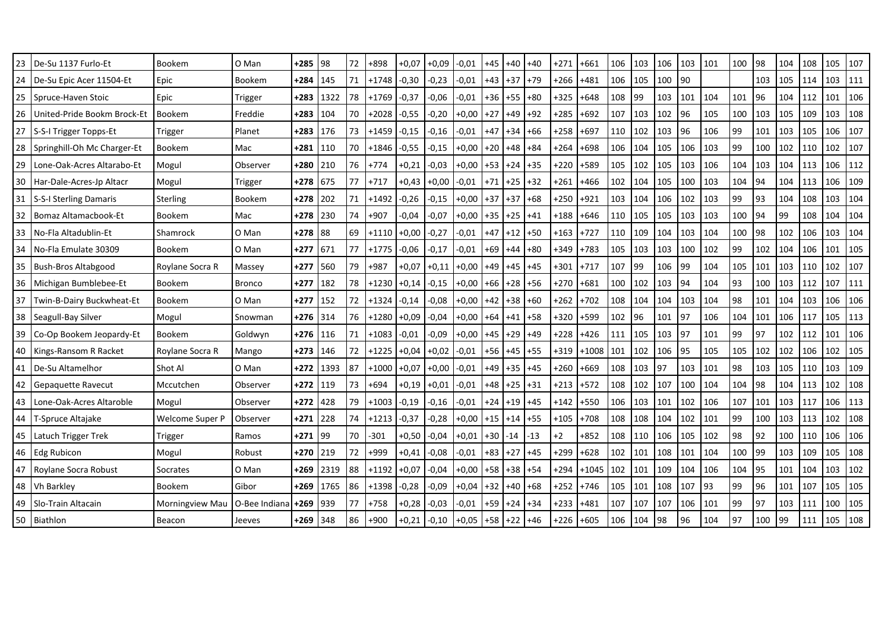| | | | | | | | | | | | | | | | | | | | | | | | | | | |
|---|---|---|---|---|---|---|---|---|---|---|---|---|---|---|---|---|---|---|---|---|---|---|---|---|---|---|
| 23 | De-Su 1137 Furlo-Et | Bookem | O Man | **+285** | 98 | 72 | +898 | +0,07 | +0,09 | -0,01 | +45 | +40 | +40 | +271 | +661 | 106 | 103 | 106 | 103 | 101 | 100 | 98 | 104 | 108 | 105 | 107 |
| 24 | De-Su Epic Acer 11504-Et | Epic | Bookem | **+284** | 145 | 71 | +1748 | -0,30 | -0,23 | -0,01 | +43 | +37 | +79 | +266 | +481 | 106 | 105 | 100 | 90 | | | 103 | 105 | 114 | 103 | 111 |
| 25 | Spruce-Haven Stoic | Epic | Trigger | **+283** | 1322 | 78 | +1769 | -0,37 | -0,06 | -0,01 | +36 | +55 | +80 | +325 | +648 | 108 | 99 | 103 | 101 | 104 | 101 | 96 | 104 | 112 | 101 | 106 |
| 26 | United-Pride Bookm Brock-Et | Bookem | Freddie | **+283** | 104 | 70 | +2028 | -0,55 | -0,20 | +0,00 | +27 | +49 | +92 | +285 | +692 | 107 | 103 | 102 | 96 | 105 | 100 | 103 | 105 | 109 | 103 | 108 |
| 27 | S-S-I Trigger Topps-Et | Trigger | Planet | **+283** | 176 | 73 | +1459 | -0,15 | -0,16 | -0,01 | +47 | +34 | +66 | +258 | +697 | 110 | 102 | 103 | 96 | 106 | 99 | 101 | 103 | 105 | 106 | 107 |
| 28 | Springhill-Oh Mc Charger-Et | Bookem | Mac | **+281** | 110 | 70 | +1846 | -0,55 | -0,15 | +0,00 | +20 | +48 | +84 | +264 | +698 | 106 | 104 | 105 | 106 | 103 | 99 | 100 | 102 | 110 | 102 | 107 |
| 29 | Lone-Oak-Acres Altarabo-Et | Mogul | Observer | **+280** | 210 | 76 | +774 | +0,21 | -0,03 | +0,00 | +53 | +24 | +35 | +220 | +589 | 105 | 102 | 105 | 103 | 106 | 104 | 103 | 104 | 113 | 106 | 112 |
| 30 | Har-Dale-Acres-Jp Altacr | Mogul | Trigger | **+278** | 675 | 77 | +717 | +0,43 | +0,00 | -0,01 | +71 | +25 | +32 | +261 | +466 | 102 | 104 | 105 | 100 | 103 | 104 | 94 | 104 | 113 | 106 | 109 |
| 31 | S-S-I Sterling Damaris | Sterling | Bookem | **+278** | 202 | 71 | +1492 | -0,26 | -0,15 | +0,00 | +37 | +37 | +68 | +250 | +921 | 103 | 104 | 106 | 102 | 103 | 99 | 93 | 104 | 108 | 103 | 104 |
| 32 | Bomaz Altamacbook-Et | Bookem | Mac | **+278** | 230 | 74 | +907 | -0,04 | -0,07 | +0,00 | +35 | +25 | +41 | +188 | +646 | 110 | 105 | 105 | 103 | 103 | 100 | 94 | 99 | 108 | 104 | 104 |
| 33 | No-Fla Altadublin-Et | Shamrock | O Man | **+278** | 88 | 69 | +1110 | +0,00 | -0,27 | -0,01 | +47 | +12 | +50 | +163 | +727 | 110 | 109 | 104 | 103 | 104 | 100 | 98 | 102 | 106 | 103 | 104 |
| 34 | No-Fla Emulate 30309 | Bookem | O Man | **+277** | 671 | 77 | +1775 | -0,06 | -0,17 | -0,01 | +69 | +44 | +80 | +349 | +783 | 105 | 103 | 103 | 100 | 102 | 99 | 102 | 104 | 106 | 101 | 105 |
| 35 | Bush-Bros Altabgood | Roylane Socra R | Massey | **+277** | 560 | 79 | +987 | +0,07 | +0,11 | +0,00 | +49 | +45 | +45 | +301 | +717 | 107 | 99 | 106 | 99 | 104 | 105 | 101 | 103 | 110 | 102 | 107 |
| 36 | Michigan Bumblebee-Et | Bookem | Bronco | **+277** | 182 | 78 | +1230 | +0,14 | -0,15 | +0,00 | +66 | +28 | +56 | +270 | +681 | 100 | 102 | 103 | 94 | 104 | 93 | 100 | 103 | 112 | 107 | 111 |
| 37 | Twin-B-Dairy Buckwheat-Et | Bookem | O Man | **+277** | 152 | 72 | +1324 | -0,14 | -0,08 | +0,00 | +42 | +38 | +60 | +262 | +702 | 108 | 104 | 104 | 103 | 104 | 98 | 101 | 104 | 103 | 106 | 106 |
| 38 | Seagull-Bay Silver | Mogul | Snowman | **+276** | 314 | 76 | +1280 | +0,09 | -0,04 | +0,00 | +64 | +41 | +58 | +320 | +599 | 102 | 96 | 101 | 97 | 106 | 104 | 101 | 106 | 117 | 105 | 113 |
| 39 | Co-Op Bookem Jeopardy-Et | Bookem | Goldwyn | **+276** | 116 | 71 | +1083 | -0,01 | -0,09 | +0,00 | +45 | +29 | +49 | +228 | +426 | 111 | 105 | 103 | 97 | 101 | 99 | 97 | 102 | 112 | 101 | 106 |
| 40 | Kings-Ransom R Racket | Roylane Socra R | Mango | **+273** | 146 | 72 | +1225 | +0,04 | +0,02 | -0,01 | +56 | +45 | +55 | +319 | +1008 | 101 | 102 | 106 | 95 | 105 | 105 | 102 | 102 | 106 | 102 | 105 |
| 41 | De-Su Altamelhor | Shot Al | O Man | **+272** | 1393 | 87 | +1000 | +0,07 | +0,00 | -0,01 | +49 | +35 | +45 | +260 | +669 | 108 | 103 | 97 | 103 | 101 | 98 | 103 | 105 | 110 | 103 | 109 |
| 42 | Gepaquette Ravecut | Mccutchen | Observer | **+272** | 119 | 73 | +694 | +0,19 | +0,01 | -0,01 | +48 | +25 | +31 | +213 | +572 | 108 | 102 | 107 | 100 | 104 | 104 | 98 | 104 | 113 | 102 | 108 |
| 43 | Lone-Oak-Acres Altaroble | Mogul | Observer | **+272** | 428 | 79 | +1003 | -0,19 | -0,16 | -0,01 | +24 | +19 | +45 | +142 | +550 | 106 | 103 | 101 | 102 | 106 | 107 | 101 | 103 | 117 | 106 | 113 |
| 44 | T-Spruce Altajake | Welcome Super P | Observer | **+271** | 228 | 74 | +1213 | -0,37 | -0,28 | +0,00 | +15 | +14 | +55 | +105 | +708 | 108 | 108 | 104 | 102 | 101 | 99 | 100 | 103 | 113 | 102 | 108 |
| 45 | Latuch Trigger Trek | Trigger | Ramos | **+271** | 99 | 70 | -301 | +0,50 | -0,04 | +0,01 | +30 | -14 | -13 | +2 | +852 | 108 | 110 | 106 | 105 | 102 | 98 | 92 | 100 | 110 | 106 | 106 |
| 46 | Edg Rubicon | Mogul | Robust | **+270** | 219 | 72 | +999 | +0,41 | -0,08 | -0,01 | +83 | +27 | +45 | +299 | +628 | 102 | 101 | 108 | 101 | 104 | 100 | 99 | 103 | 109 | 105 | 108 |
| 47 | Roylane Socra Robust | Socrates | O Man | **+269** | 2319 | 88 | +1192 | +0,07 | -0,04 | +0,00 | +58 | +38 | +54 | +294 | +1045 | 102 | 101 | 109 | 104 | 106 | 104 | 95 | 101 | 104 | 103 | 102 |
| 48 | Vh Barkley | Bookem | Gibor | **+269** | 1765 | 86 | +1398 | -0,28 | -0,09 | +0,04 | +32 | +40 | +68 | +252 | +746 | 105 | 101 | 108 | 107 | 93 | 99 | 96 | 101 | 107 | 105 | 105 |
| 49 | Slo-Train Altacain | Morningview Mau | O-Bee Indiana | **+269** | 939 | 77 | +758 | +0,28 | -0,03 | -0,01 | +59 | +24 | +34 | +233 | +481 | 107 | 107 | 107 | 106 | 101 | 99 | 97 | 103 | 111 | 100 | 105 |
| 50 | Biathlon | Beacon | Jeeves | **+269** | 348 | 86 | +900 | +0,21 | -0,10 | +0,05 | +58 | +22 | +46 | +226 | +605 | 106 | 104 | 98 | 96 | 104 | 97 | 100 | 99 | 111 | 105 | 108 |